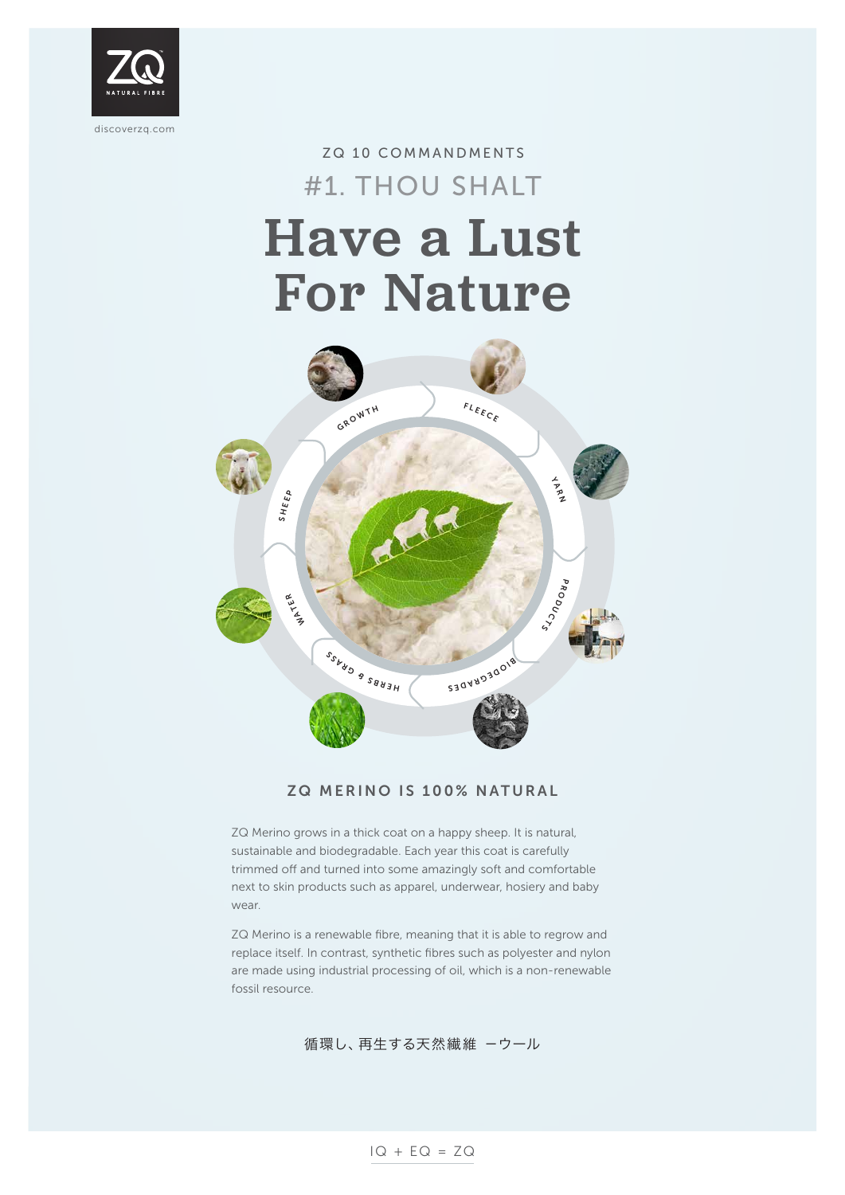ZQ NATURAL FIBRE

discoverzq.com

ZQ 10 COMMANDMENTS

## #1. THOU SHALT

# Have a Lust For Nature

GROWTH

FLEECE

YARN

PRODUCTS

BIODEGRADES

HERBS & GRASS

WATER

SHEEP

### ZQ MERINO IS 100% NATURAL

ZQ Merino grows in a thick coat on a happy sheep. It is natural, sustainable and biodegradable. Each year this coat is carefully trimmed off and turned into some amazingly soft and comfortable next to skin products such as apparel, underwear, hosiery and baby wear.

ZQ Merino is a renewable fibre, meaning that it is able to regrow and replace itself. In contrast, synthetic fibres such as polyester and nylon are made using industrial processing of oil, which is a non-renewable fossil resource.

循環し、再生する天然繊維 ーウール

IQ + EQ = ZQ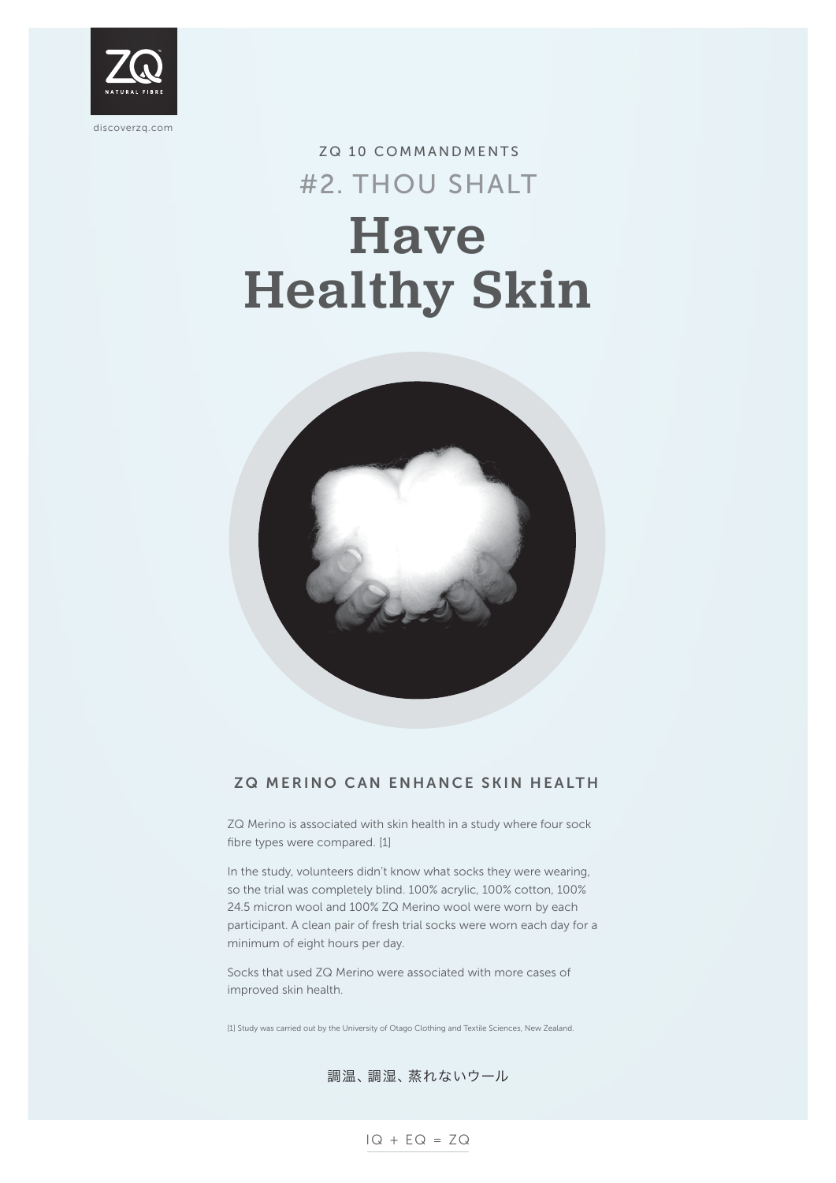ZQ 10 COMMANDMENTS

#2. THOU SHALT

# Have Healthy Skin

## ZQ MERINO CAN ENHANCE SKIN HEALTH

ZQ Merino is associated with skin health in a study where four sock fibre types were compared. [1]

In the study, volunteers didn't know what socks they were wearing, so the trial was completely blind. 100% acrylic, 100% cotton, 100% 24.5 micron wool and 100% ZQ Merino wool were worn by each participant. A clean pair of fresh trial socks were worn each day for a minimum of eight hours per day.

Socks that used ZQ Merino were associated with more cases of improved skin health.

[1] Study was carried out by the University of Otago Clothing and Textile Sciences, New Zealand.

調温、調湿、蒸れないウール

IQ + EQ = ZQ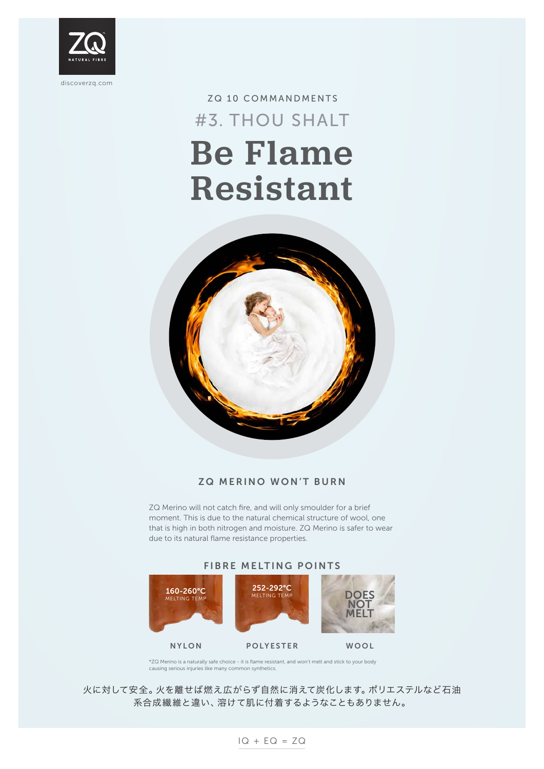ZQ NATURAL FIBRE

discoverzq.com

ZQ 10 COMMANDMENTS

#3. THOU SHALT

# Be Flame Resistant

## ZQ MERINO WON'T BURN

ZQ Merino will not catch fire, and will only smoulder for a brief moment. This is due to the natural chemical structure of wool, one that is high in both nitrogen and moisture. ZQ Merino is safer to wear due to its natural flame resistance properties.

## FIBRE MELTING POINTS

| NYLON | POLYESTER | WOOL |
|---|---|---|
| 160-260°C MELTING TEMP | 252-292°C MELTING TEMP | DOES NOT MELT |

*ZQ Merino is a naturally safe choice - it is flame resistant, and won't melt and stick to your body causing serious injuries like many common synthetics.

火に対して安全。火を離せば燃え広がらず自然に消えて炭化します。ポリエステルなど石油系合成繊維と違い、溶けて肌に付着するようなこともありません。

IQ + EQ = ZQ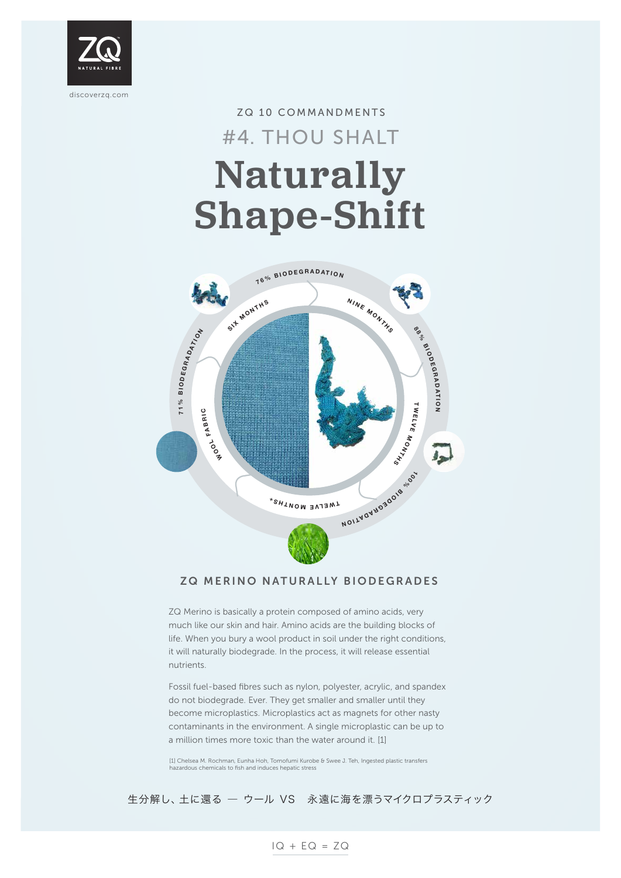ZQ 10 COMMANDMENTS

## #4. THOU SHALT

# Naturally Shape-Shift

WOOL FABRIC

SIX MONTHS

71% BIODEGRADATION

76% BIODEGRADATION

NINE MONTHS

88% BIODEGRADATION

TWELVE MONTHS

100% BIODEGRADATION

TWELVE MONTHS*

### ZQ MERINO NATURALLY BIODEGRADES

ZQ Merino is basically a protein composed of amino acids, very much like our skin and hair. Amino acids are the building blocks of life. When you bury a wool product in soil under the right conditions, it will naturally biodegrade. In the process, it will release essential nutrients.

Fossil fuel-based fibres such as nylon, polyester, acrylic, and spandex do not biodegrade. Ever. They get smaller and smaller until they become microplastics. Microplastics act as magnets for other nasty contaminants in the environment. A single microplastic can be up to a million times more toxic than the water around it. [1]

[1] Chelsea M. Rochman, Eunha Hoh, Tomofumi Kurobe & Swee J. Teh, Ingested plastic transfers hazardous chemicals to fish and induces hepatic stress

生分解し、土に還る ― ウール VS　永遠に海を漂うマイクロプラスティック

IQ + EQ = ZQ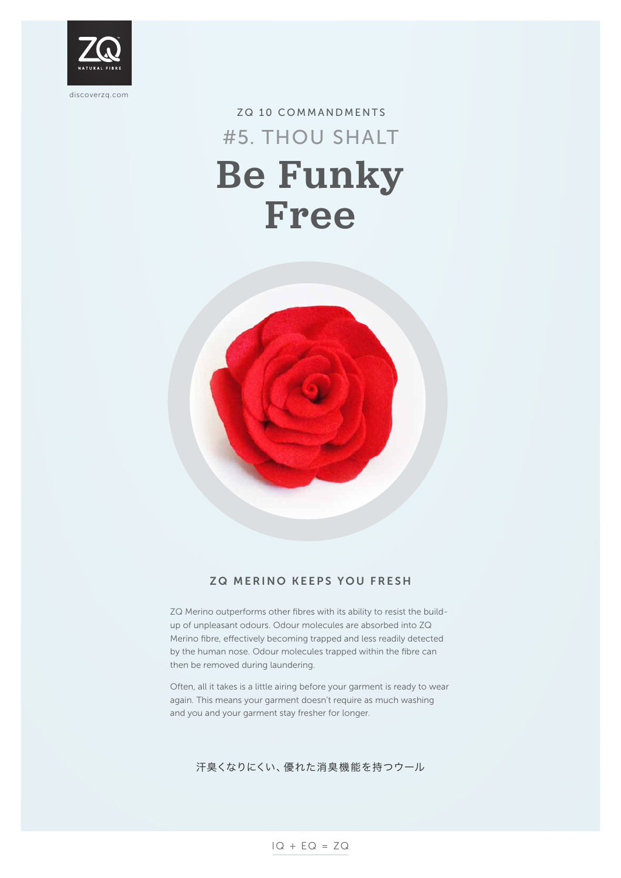discoverzq.com

ZQ 10 COMMANDMENTS

#5. THOU SHALT

# Be Funky Free

## ZQ MERINO KEEPS YOU FRESH

ZQ Merino outperforms other fibres with its ability to resist the build-up of unpleasant odours. Odour molecules are absorbed into ZQ Merino fibre, effectively becoming trapped and less readily detected by the human nose. Odour molecules trapped within the fibre can then be removed during laundering.

Often, all it takes is a little airing before your garment is ready to wear again. This means your garment doesn't require as much washing and you and your garment stay fresher for longer.

汗臭くなりにくい、優れた消臭機能を持つウール

IQ + EQ = ZQ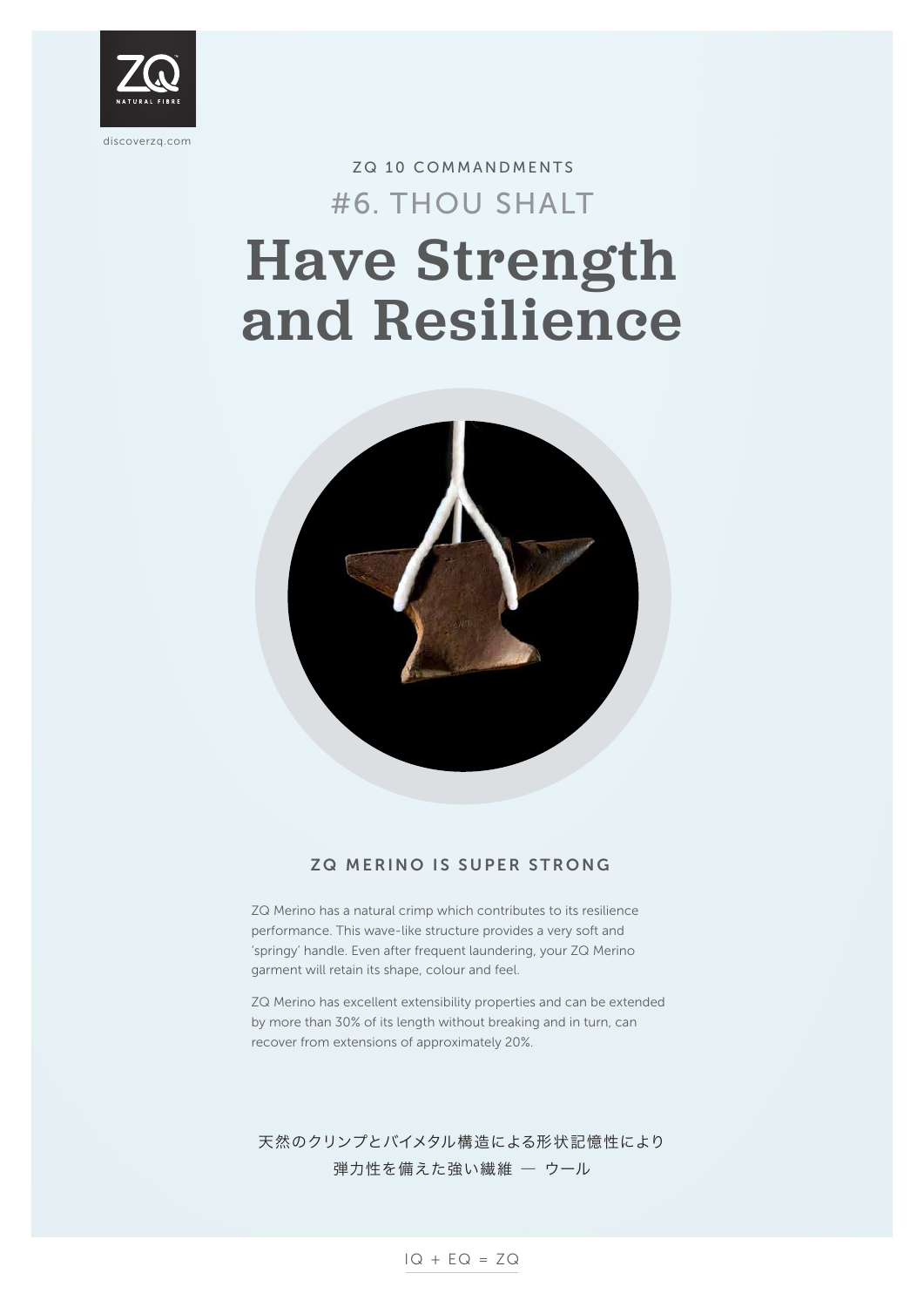ZQ 10 COMMANDMENTS

#6. THOU SHALT

# Have Strength and Resilience

## ZQ MERINO IS SUPER STRONG

ZQ Merino has a natural crimp which contributes to its resilience performance. This wave-like structure provides a very soft and 'springy' handle. Even after frequent laundering, your ZQ Merino garment will retain its shape, colour and feel.

ZQ Merino has excellent extensibility properties and can be extended by more than 30% of its length without breaking and in turn, can recover from extensions of approximately 20%.

天然のクリンプとバイメタル構造による形状記憶性により
弾力性を備えた強い繊維 — ウール

IQ + EQ = ZQ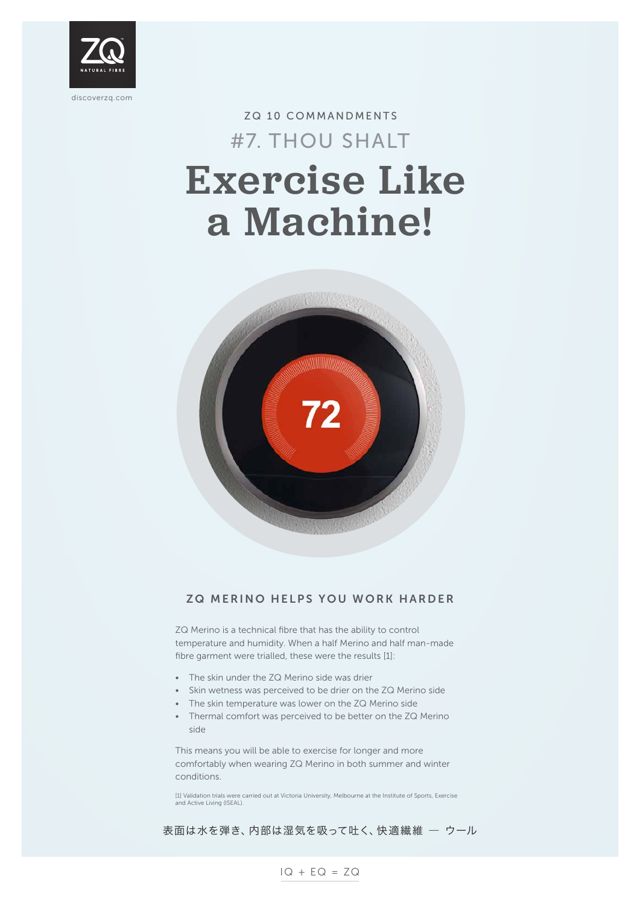ZQ NATURAL FIBRE

discoverzq.com

ZQ 10 COMMANDMENTS

#7. THOU SHALT

# Exercise Like a Machine!

72

## ZQ MERINO HELPS YOU WORK HARDER

ZQ Merino is a technical fibre that has the ability to control temperature and humidity. When a half Merino and half man-made fibre garment were trialled, these were the results [1]:

- The skin under the ZQ Merino side was drier
- Skin wetness was perceived to be drier on the ZQ Merino side
- The skin temperature was lower on the ZQ Merino side
- Thermal comfort was perceived to be better on the ZQ Merino side

This means you will be able to exercise for longer and more comfortably when wearing ZQ Merino in both summer and winter conditions.

[1] Validation trials were carried out at Victoria University, Melbourne at the Institute of Sports, Exercise and Active Living (ISEAL).

表面は水を弾き、内部は湿気を吸って吐く、快適繊維 — ウール

IQ + EQ = ZQ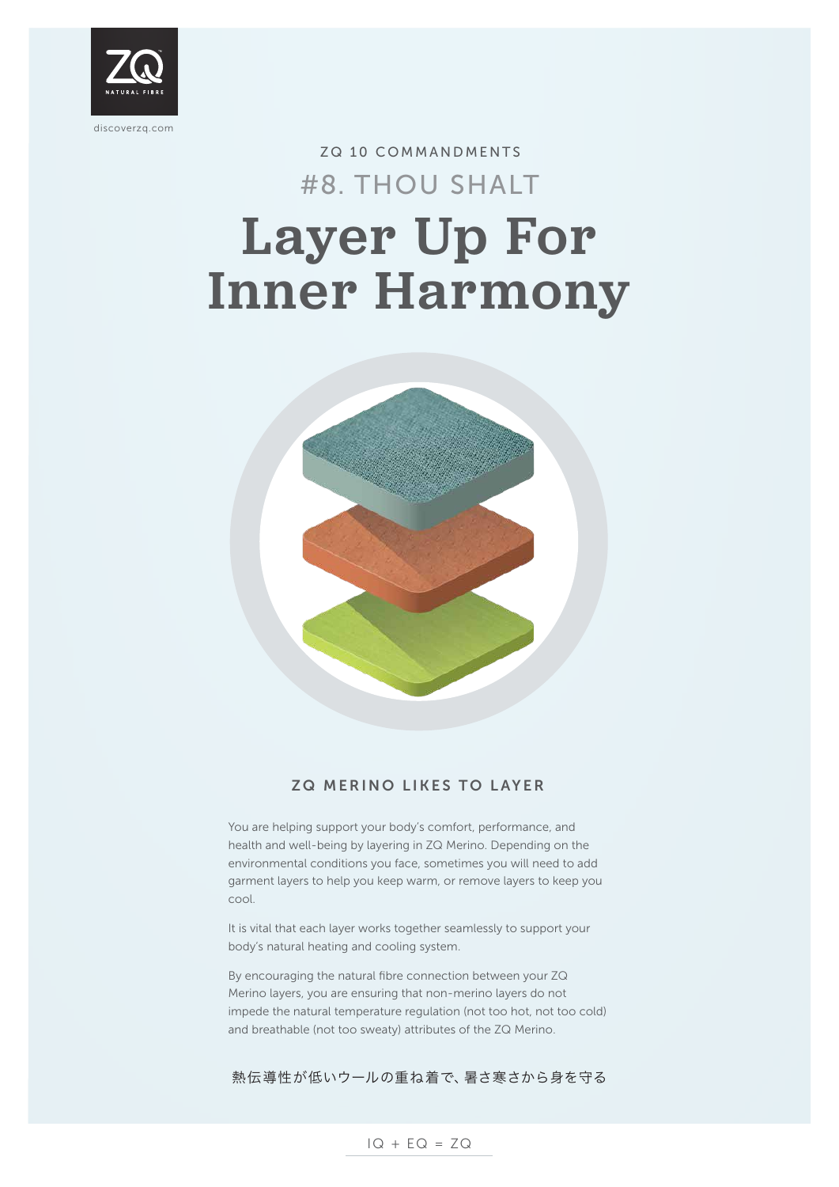ZQ NATURAL FIBRE

discoverzq.com

ZQ 10 COMMANDMENTS

#8. THOU SHALT

# Layer Up For Inner Harmony

## ZQ MERINO LIKES TO LAYER

You are helping support your body's comfort, performance, and health and well-being by layering in ZQ Merino. Depending on the environmental conditions you face, sometimes you will need to add garment layers to help you keep warm, or remove layers to keep you cool.

It is vital that each layer works together seamlessly to support your body's natural heating and cooling system.

By encouraging the natural fibre connection between your ZQ Merino layers, you are ensuring that non-merino layers do not impede the natural temperature regulation (not too hot, not too cold) and breathable (not too sweaty) attributes of the ZQ Merino.

熱伝導性が低いウールの重ね着で、暑さ寒さから身を守る

IQ + EQ = ZQ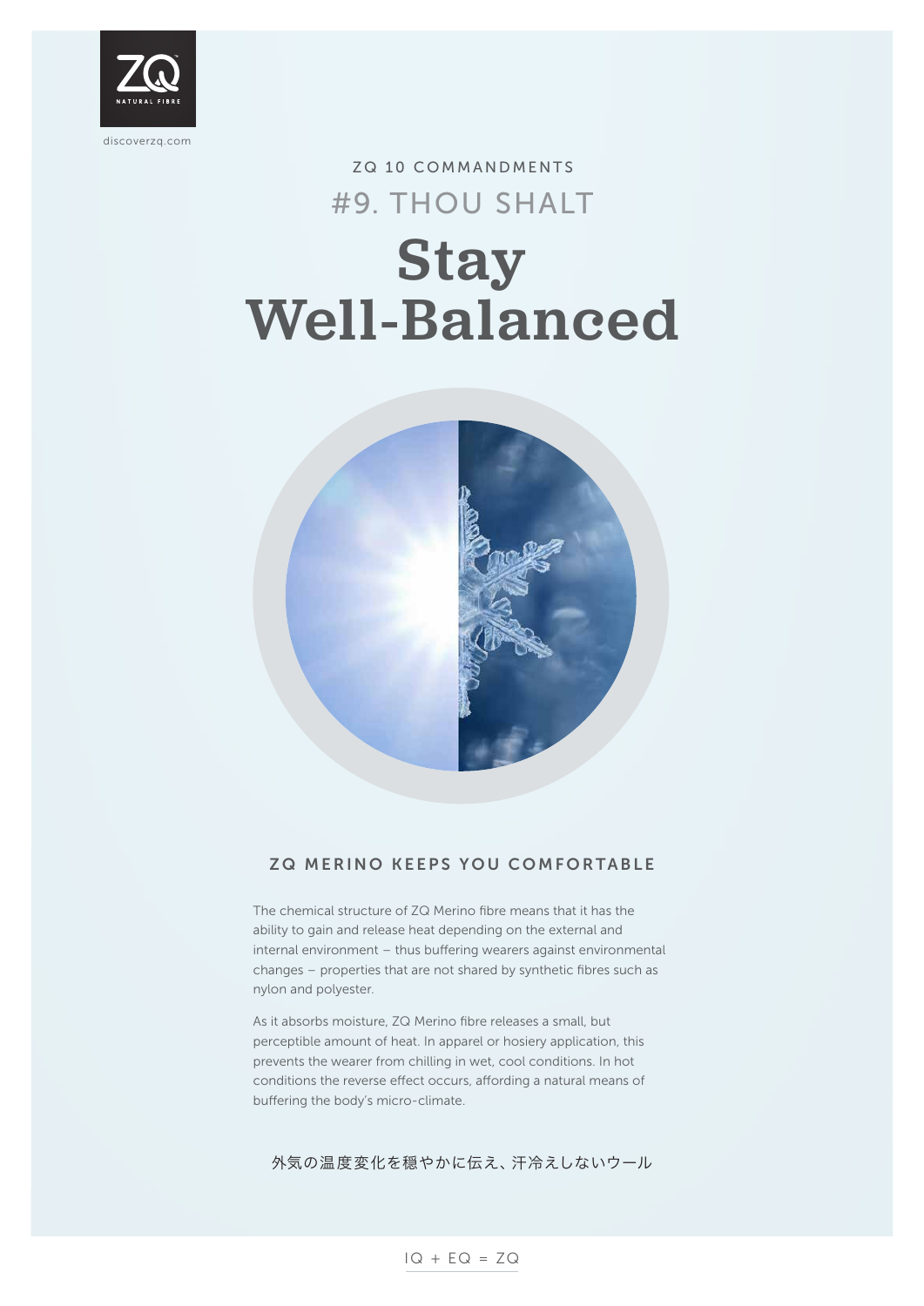ZQ 10 COMMANDMENTS

#9. THOU SHALT

# Stay Well-Balanced

## ZQ MERINO KEEPS YOU COMFORTABLE

The chemical structure of ZQ Merino fibre means that it has the ability to gain and release heat depending on the external and internal environment – thus buffering wearers against environmental changes – properties that are not shared by synthetic fibres such as nylon and polyester.

As it absorbs moisture, ZQ Merino fibre releases a small, but perceptible amount of heat. In apparel or hosiery application, this prevents the wearer from chilling in wet, cool conditions. In hot conditions the reverse effect occurs, affording a natural means of buffering the body's micro-climate.

外気の温度変化を穏やかに伝え、汗冷えしないウール

IQ + EQ = ZQ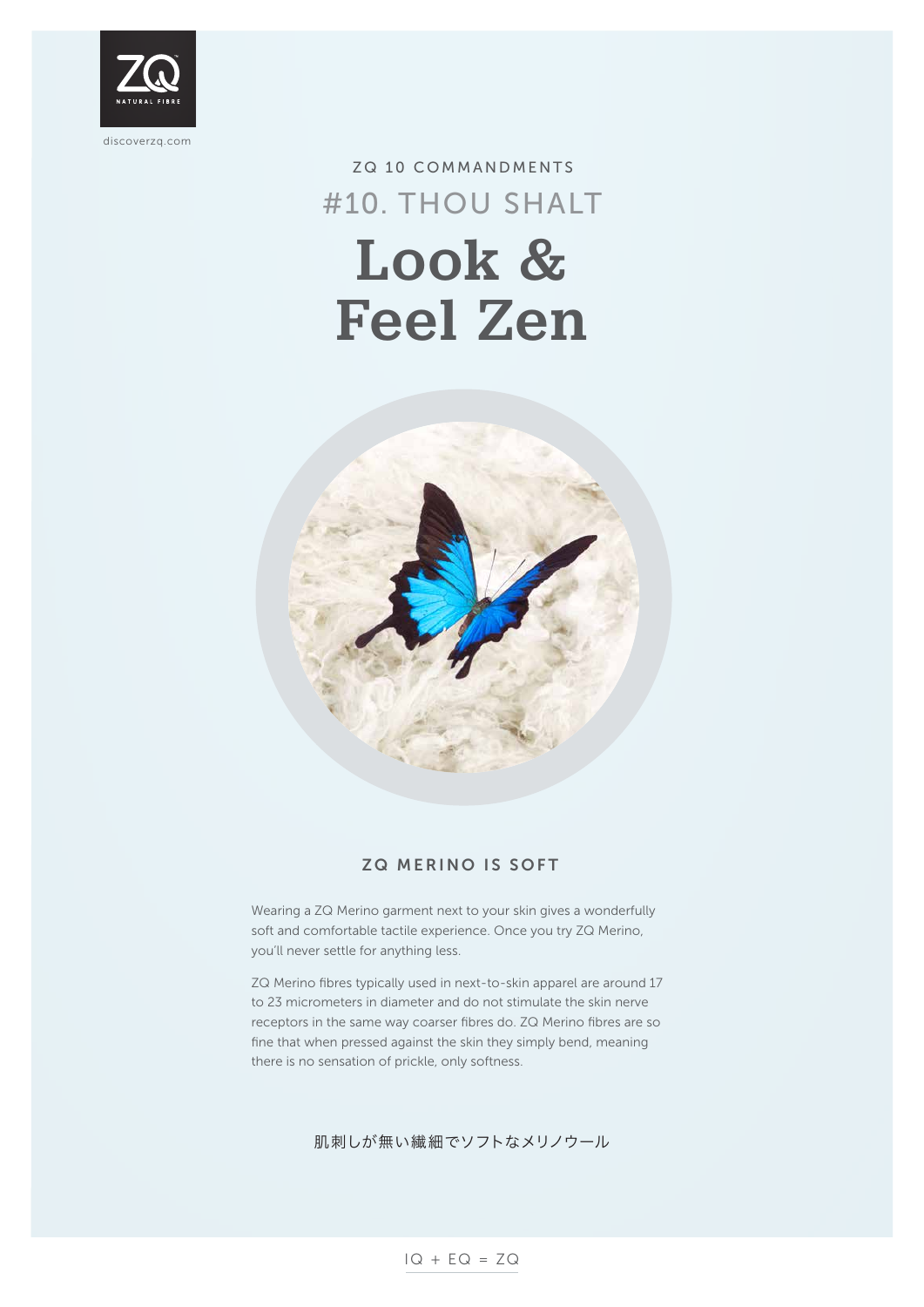discoverzq.com

ZQ 10 COMMANDMENTS

## #10. THOU SHALT

# Look & Feel Zen

### ZQ MERINO IS SOFT

Wearing a ZQ Merino garment next to your skin gives a wonderfully soft and comfortable tactile experience. Once you try ZQ Merino, you'll never settle for anything less.

ZQ Merino fibres typically used in next-to-skin apparel are around 17 to 23 micrometers in diameter and do not stimulate the skin nerve receptors in the same way coarser fibres do. ZQ Merino fibres are so fine that when pressed against the skin they simply bend, meaning there is no sensation of prickle, only softness.

肌刺しが無い繊細でソフトなメリノウール

IQ + EQ = ZQ